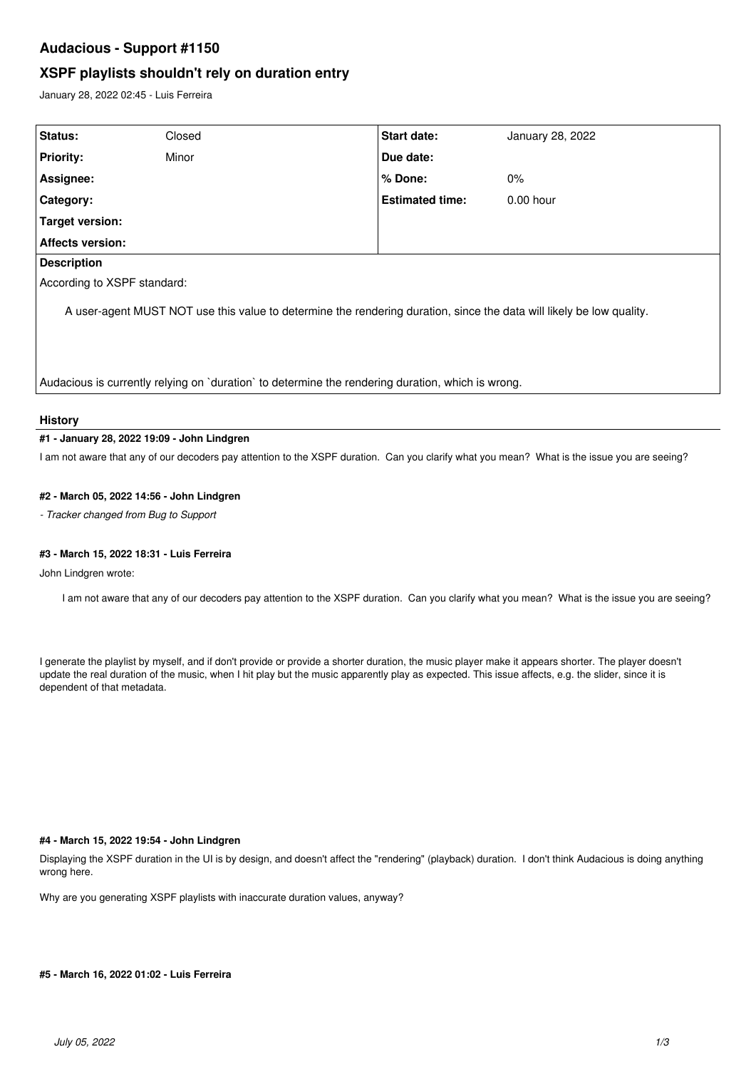# Audacious - Support #1150

## XSPF playlists shouldn't rely on duration entry

January 28, 2022 02:45 - Luis Ferreira

| Status: | Closed | Start date: | January 28, 2022 |
|---|---|---|---|
| Priority: | Minor | Due date: | |
| Assignee: | | % Done: | 0% |
| Category: | | Estimated time: | 0.00 hour |
| Target version: | | | |
| Affects version: | | | |

**Description**

According to XSPF standard:

> A user-agent MUST NOT use this value to determine the rendering duration, since the data will likely be low quality.

Audacious is currently relying on `duration` to determine the rendering duration, which is wrong.

### History

#### #1 - January 28, 2022 19:09 - John Lindgren

I am not aware that any of our decoders pay attention to the XSPF duration. Can you clarify what you mean? What is the issue you are seeing?

#### #2 - March 05, 2022 14:56 - John Lindgren

*- Tracker changed from Bug to Support*

#### #3 - March 15, 2022 18:31 - Luis Ferreira

John Lindgren wrote:

> I am not aware that any of our decoders pay attention to the XSPF duration. Can you clarify what you mean? What is the issue you are seeing?

I generate the playlist by myself, and if don't provide or provide a shorter duration, the music player make it appears shorter. The player doesn't update the real duration of the music, when I hit play but the music apparently play as expected. This issue affects, e.g. the slider, since it is dependent of that metadata.

#### #4 - March 15, 2022 19:54 - John Lindgren

Displaying the XSPF duration in the UI is by design, and doesn't affect the "rendering" (playback) duration. I don't think Audacious is doing anything wrong here.

Why are you generating XSPF playlists with inaccurate duration values, anyway?

#### #5 - March 16, 2022 01:02 - Luis Ferreira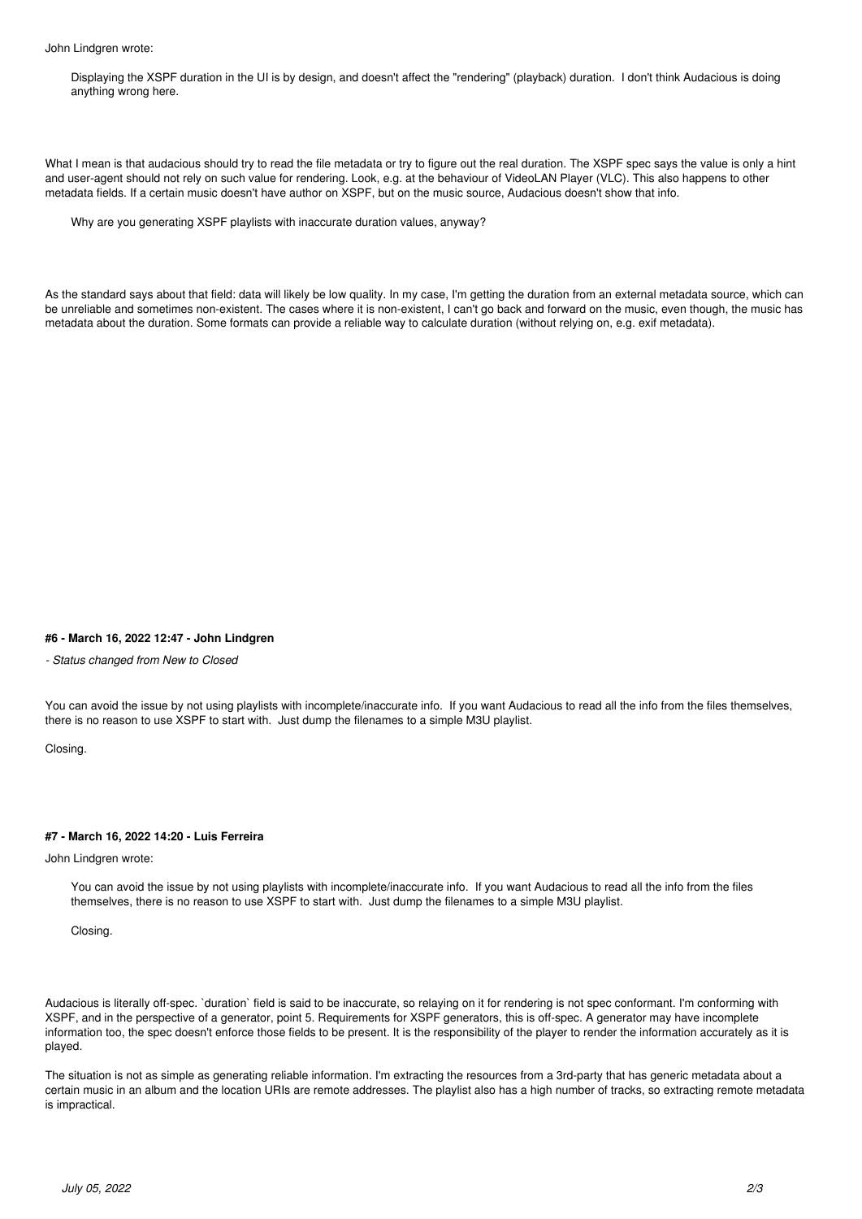John Lindgren wrote:

> Displaying the XSPF duration in the UI is by design, and doesn't affect the "rendering" (playback) duration. I don't think Audacious is doing anything wrong here.

What I mean is that audacious should try to read the file metadata or try to figure out the real duration. The XSPF spec says the value is only a hint and user-agent should not rely on such value for rendering. Look, e.g. at the behaviour of VideoLAN Player (VLC). This also happens to other metadata fields. If a certain music doesn't have author on XSPF, but on the music source, Audacious doesn't show that info.

> Why are you generating XSPF playlists with inaccurate duration values, anyway?

As the standard says about that field: data will likely be low quality. In my case, I'm getting the duration from an external metadata source, which can be unreliable and sometimes non-existent. The cases where it is non-existent, I can't go back and forward on the music, even though, the music has metadata about the duration. Some formats can provide a reliable way to calculate duration (without relying on, e.g. exif metadata).

#### #6 - March 16, 2022 12:47 - John Lindgren

*- Status changed from New to Closed*

You can avoid the issue by not using playlists with incomplete/inaccurate info. If you want Audacious to read all the info from the files themselves, there is no reason to use XSPF to start with. Just dump the filenames to a simple M3U playlist.

Closing.

#### #7 - March 16, 2022 14:20 - Luis Ferreira

John Lindgren wrote:

> You can avoid the issue by not using playlists with incomplete/inaccurate info. If you want Audacious to read all the info from the files themselves, there is no reason to use XSPF to start with. Just dump the filenames to a simple M3U playlist.
>
> Closing.

Audacious is literally off-spec. `duration` field is said to be inaccurate, so relaying on it for rendering is not spec conformant. I'm conforming with XSPF, and in the perspective of a generator, point 5. Requirements for XSPF generators, this is off-spec. A generator may have incomplete information too, the spec doesn't enforce those fields to be present. It is the responsibility of the player to render the information accurately as it is played.

The situation is not as simple as generating reliable information. I'm extracting the resources from a 3rd-party that has generic metadata about a certain music in an album and the location URIs are remote addresses. The playlist also has a high number of tracks, so extracting remote metadata is impractical.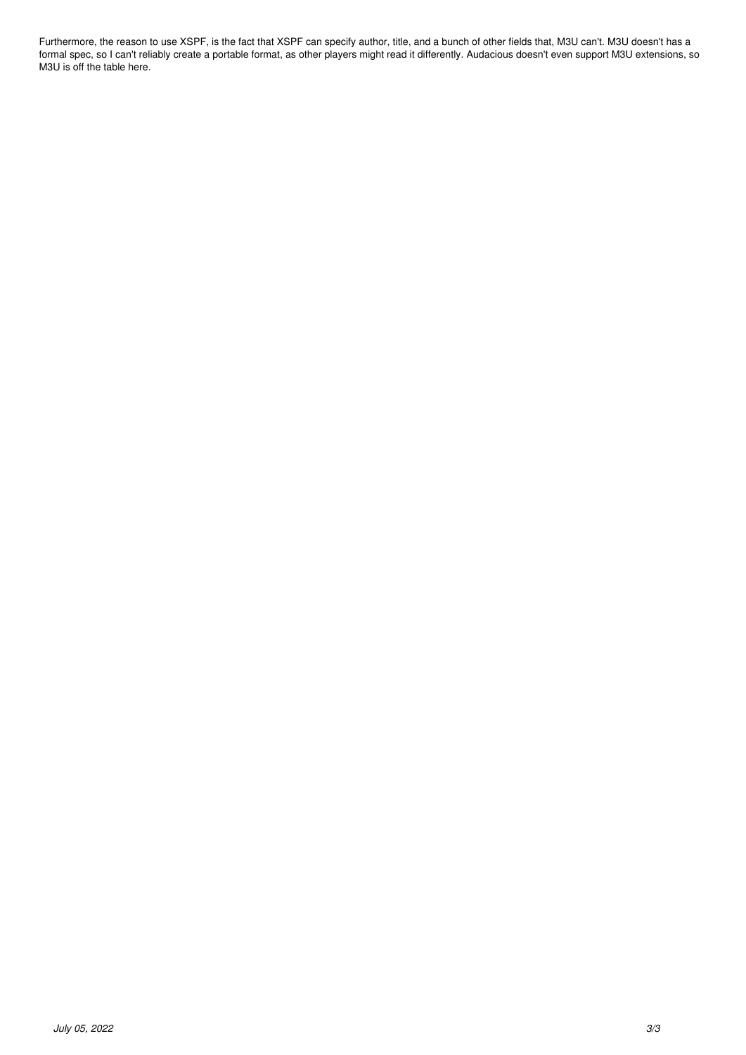Furthermore, the reason to use XSPF, is the fact that XSPF can specify author, title, and a bunch of other fields that, M3U can't. M3U doesn't has a formal spec, so I can't reliably create a portable format, as other players might read it differently. Audacious doesn't even support M3U extensions, so M3U is off the table here.